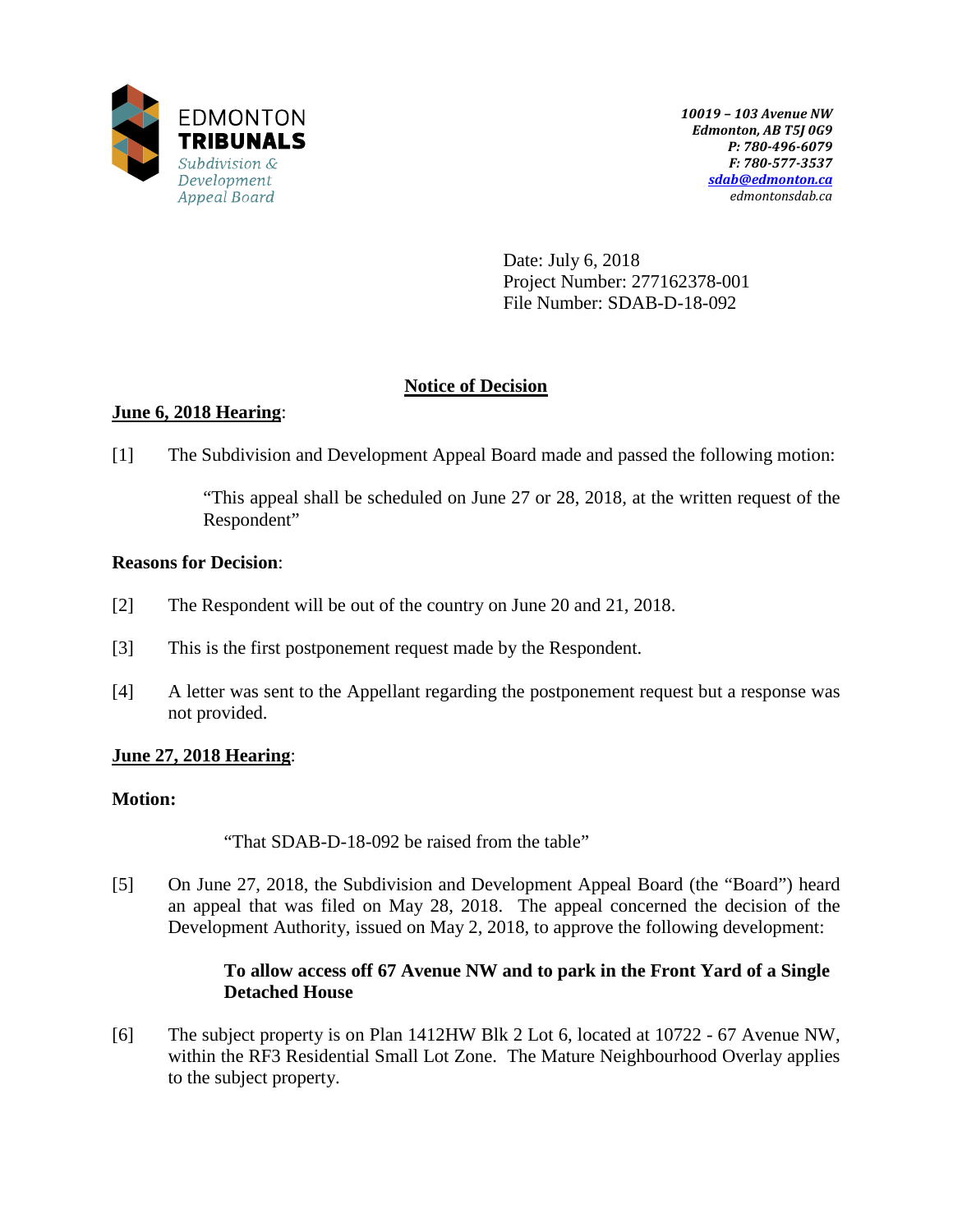EDMONTON
**TRIBUNALS**
*Subdivision & Development Appeal Board*

*10019 – 103 Avenue NW*
*Edmonton, AB T5J 0G9*
*P: 780-496-6079*
*F: 780-577-3537*
*sdab@edmonton.ca*
*edmontonsdab.ca*

Date: July 6, 2018
Project Number: 277162378-001
File Number: SDAB-D-18-092

## Notice of Decision

**June 6, 2018 Hearing**:

[1] The Subdivision and Development Appeal Board made and passed the following motion:

> "This appeal shall be scheduled on June 27 or 28, 2018, at the written request of the Respondent"

**Reasons for Decision**:

[2] The Respondent will be out of the country on June 20 and 21, 2018.

[3] This is the first postponement request made by the Respondent.

[4] A letter was sent to the Appellant regarding the postponement request but a response was not provided.

**June 27, 2018 Hearing**:

**Motion:**

> "That SDAB-D-18-092 be raised from the table"

[5] On June 27, 2018, the Subdivision and Development Appeal Board (the "Board") heard an appeal that was filed on May 28, 2018. The appeal concerned the decision of the Development Authority, issued on May 2, 2018, to approve the following development:

> **To allow access off 67 Avenue NW and to park in the Front Yard of a Single Detached House**

[6] The subject property is on Plan 1412HW Blk 2 Lot 6, located at 10722 - 67 Avenue NW, within the RF3 Residential Small Lot Zone. The Mature Neighbourhood Overlay applies to the subject property.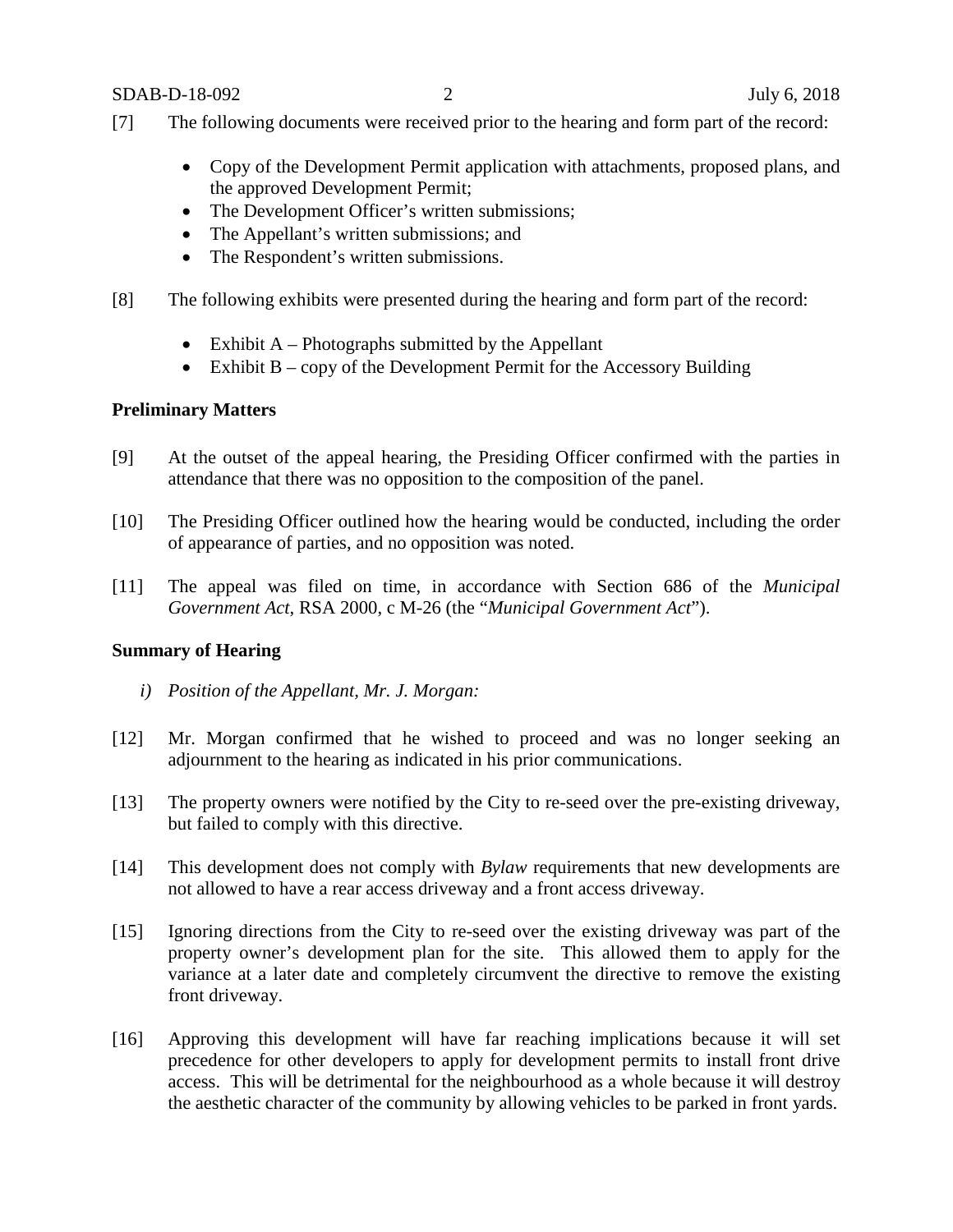[7] The following documents were received prior to the hearing and form part of the record:

- Copy of the Development Permit application with attachments, proposed plans, and the approved Development Permit;
- The Development Officer's written submissions;
- The Appellant's written submissions; and
- The Respondent's written submissions.

[8] The following exhibits were presented during the hearing and form part of the record:

- Exhibit A – Photographs submitted by the Appellant
- Exhibit B – copy of the Development Permit for the Accessory Building

**Preliminary Matters**

[9] At the outset of the appeal hearing, the Presiding Officer confirmed with the parties in attendance that there was no opposition to the composition of the panel.

[10] The Presiding Officer outlined how the hearing would be conducted, including the order of appearance of parties, and no opposition was noted.

[11] The appeal was filed on time, in accordance with Section 686 of the *Municipal Government Act*, RSA 2000, c M-26 (the "*Municipal Government Act*").

**Summary of Hearing**

*i) Position of the Appellant, Mr. J. Morgan:*

[12] Mr. Morgan confirmed that he wished to proceed and was no longer seeking an adjournment to the hearing as indicated in his prior communications.

[13] The property owners were notified by the City to re-seed over the pre-existing driveway, but failed to comply with this directive.

[14] This development does not comply with *Bylaw* requirements that new developments are not allowed to have a rear access driveway and a front access driveway.

[15] Ignoring directions from the City to re-seed over the existing driveway was part of the property owner's development plan for the site. This allowed them to apply for the variance at a later date and completely circumvent the directive to remove the existing front driveway.

[16] Approving this development will have far reaching implications because it will set precedence for other developers to apply for development permits to install front drive access. This will be detrimental for the neighbourhood as a whole because it will destroy the aesthetic character of the community by allowing vehicles to be parked in front yards.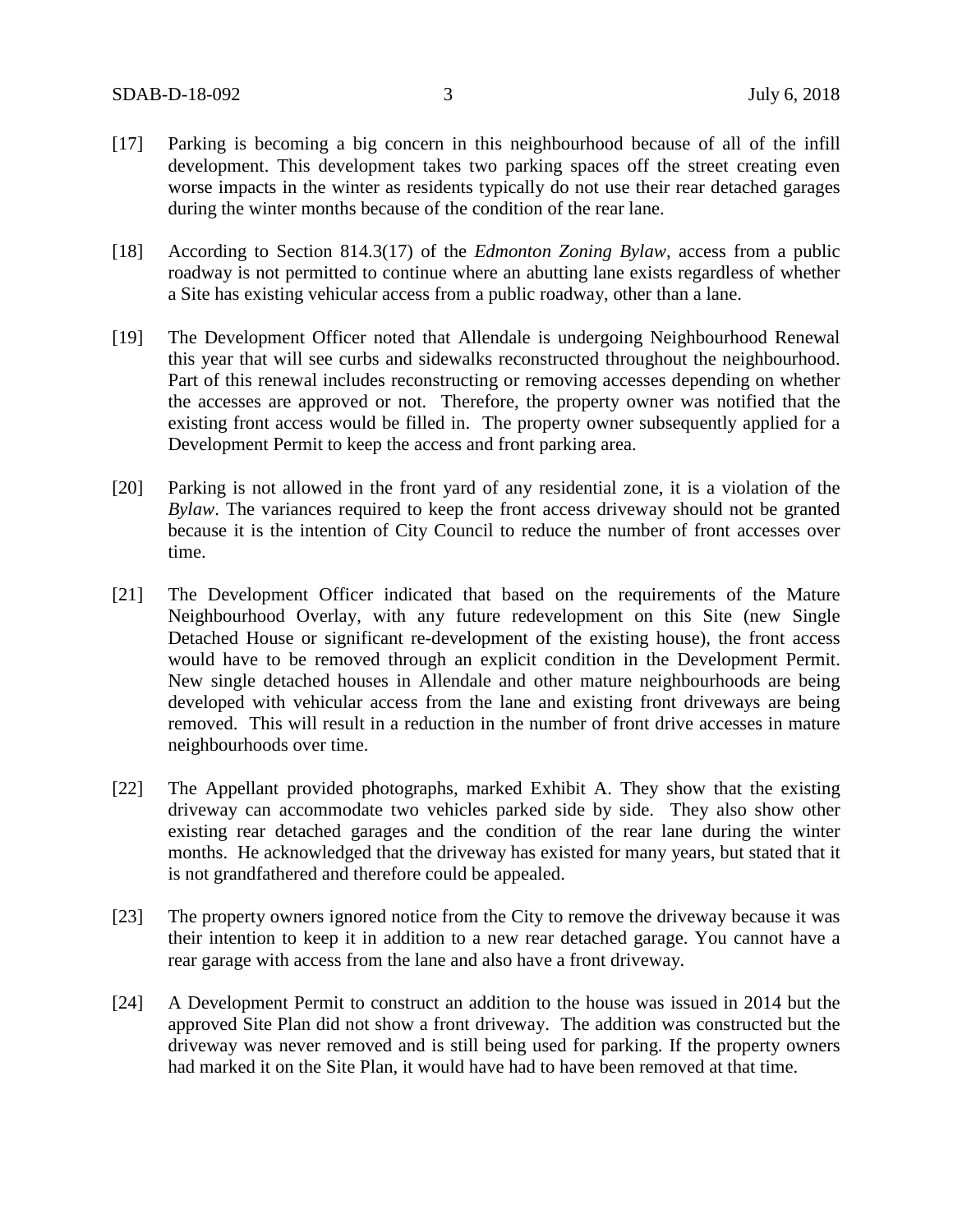[17] Parking is becoming a big concern in this neighbourhood because of all of the infill development. This development takes two parking spaces off the street creating even worse impacts in the winter as residents typically do not use their rear detached garages during the winter months because of the condition of the rear lane.

[18] According to Section 814.3(17) of the *Edmonton Zoning Bylaw*, access from a public roadway is not permitted to continue where an abutting lane exists regardless of whether a Site has existing vehicular access from a public roadway, other than a lane.

[19] The Development Officer noted that Allendale is undergoing Neighbourhood Renewal this year that will see curbs and sidewalks reconstructed throughout the neighbourhood. Part of this renewal includes reconstructing or removing accesses depending on whether the accesses are approved or not. Therefore, the property owner was notified that the existing front access would be filled in. The property owner subsequently applied for a Development Permit to keep the access and front parking area.

[20] Parking is not allowed in the front yard of any residential zone, it is a violation of the *Bylaw*. The variances required to keep the front access driveway should not be granted because it is the intention of City Council to reduce the number of front accesses over time.

[21] The Development Officer indicated that based on the requirements of the Mature Neighbourhood Overlay, with any future redevelopment on this Site (new Single Detached House or significant re-development of the existing house), the front access would have to be removed through an explicit condition in the Development Permit. New single detached houses in Allendale and other mature neighbourhoods are being developed with vehicular access from the lane and existing front driveways are being removed. This will result in a reduction in the number of front drive accesses in mature neighbourhoods over time.

[22] The Appellant provided photographs, marked Exhibit A. They show that the existing driveway can accommodate two vehicles parked side by side. They also show other existing rear detached garages and the condition of the rear lane during the winter months. He acknowledged that the driveway has existed for many years, but stated that it is not grandfathered and therefore could be appealed.

[23] The property owners ignored notice from the City to remove the driveway because it was their intention to keep it in addition to a new rear detached garage. You cannot have a rear garage with access from the lane and also have a front driveway.

[24] A Development Permit to construct an addition to the house was issued in 2014 but the approved Site Plan did not show a front driveway. The addition was constructed but the driveway was never removed and is still being used for parking. If the property owners had marked it on the Site Plan, it would have had to have been removed at that time.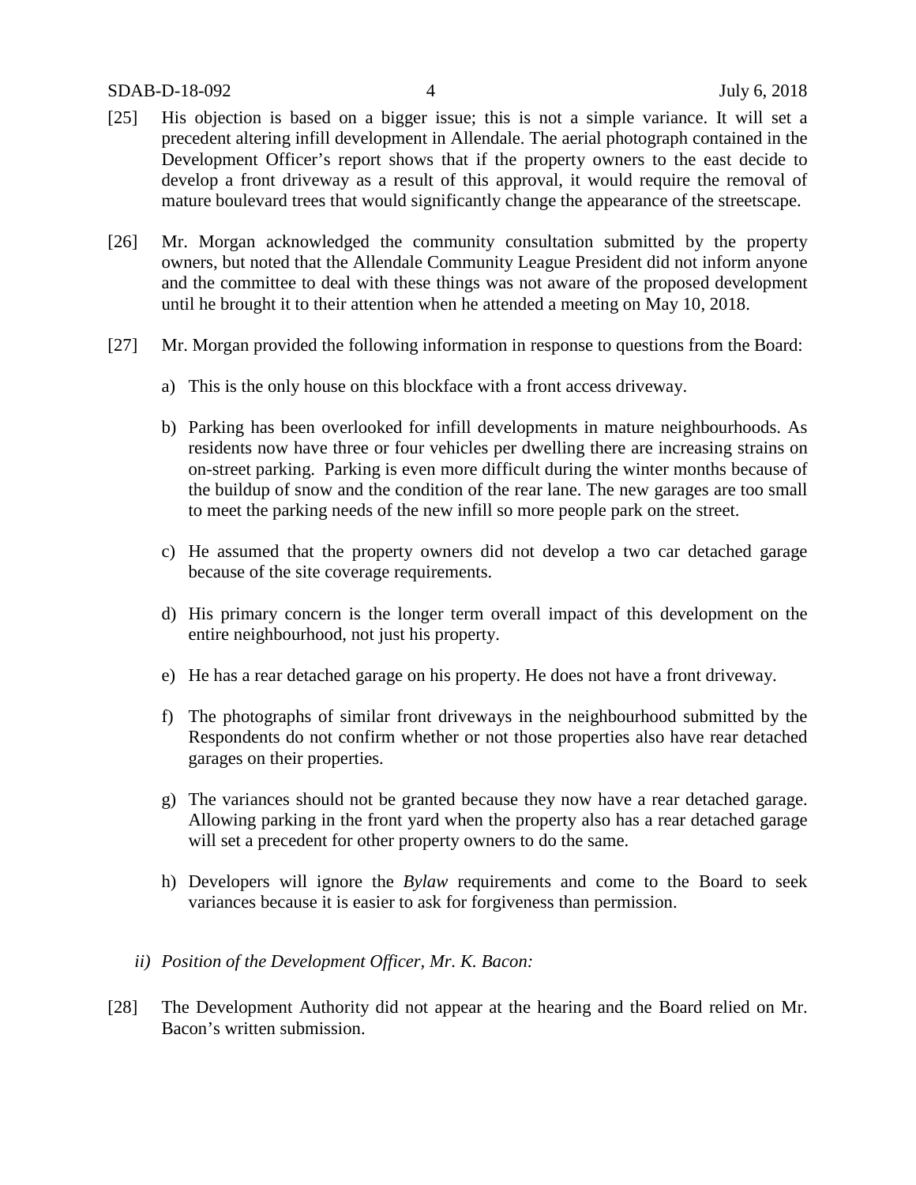[25] His objection is based on a bigger issue; this is not a simple variance. It will set a precedent altering infill development in Allendale. The aerial photograph contained in the Development Officer's report shows that if the property owners to the east decide to develop a front driveway as a result of this approval, it would require the removal of mature boulevard trees that would significantly change the appearance of the streetscape.

[26] Mr. Morgan acknowledged the community consultation submitted by the property owners, but noted that the Allendale Community League President did not inform anyone and the committee to deal with these things was not aware of the proposed development until he brought it to their attention when he attended a meeting on May 10, 2018.

[27] Mr. Morgan provided the following information in response to questions from the Board:

a) This is the only house on this blockface with a front access driveway.

b) Parking has been overlooked for infill developments in mature neighbourhoods. As residents now have three or four vehicles per dwelling there are increasing strains on on-street parking. Parking is even more difficult during the winter months because of the buildup of snow and the condition of the rear lane. The new garages are too small to meet the parking needs of the new infill so more people park on the street.

c) He assumed that the property owners did not develop a two car detached garage because of the site coverage requirements.

d) His primary concern is the longer term overall impact of this development on the entire neighbourhood, not just his property.

e) He has a rear detached garage on his property. He does not have a front driveway.

f) The photographs of similar front driveways in the neighbourhood submitted by the Respondents do not confirm whether or not those properties also have rear detached garages on their properties.

g) The variances should not be granted because they now have a rear detached garage. Allowing parking in the front yard when the property also has a rear detached garage will set a precedent for other property owners to do the same.

h) Developers will ignore the *Bylaw* requirements and come to the Board to seek variances because it is easier to ask for forgiveness than permission.

*ii) Position of the Development Officer, Mr. K. Bacon:*

[28] The Development Authority did not appear at the hearing and the Board relied on Mr. Bacon's written submission.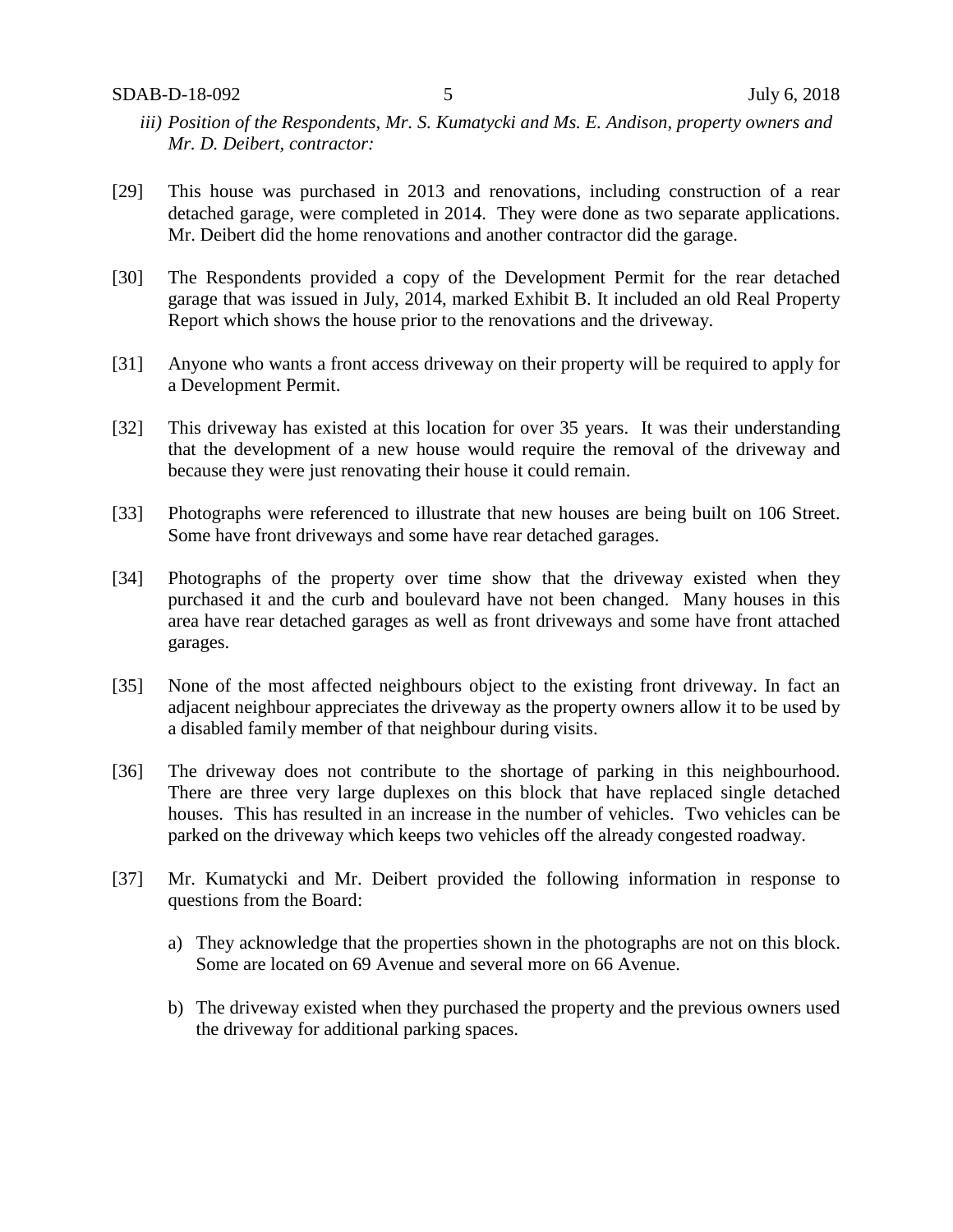*iii) Position of the Respondents, Mr. S. Kumatycki and Ms. E. Andison, property owners and Mr. D. Deibert, contractor:*

[29] This house was purchased in 2013 and renovations, including construction of a rear detached garage, were completed in 2014. They were done as two separate applications. Mr. Deibert did the home renovations and another contractor did the garage.

[30] The Respondents provided a copy of the Development Permit for the rear detached garage that was issued in July, 2014, marked Exhibit B. It included an old Real Property Report which shows the house prior to the renovations and the driveway.

[31] Anyone who wants a front access driveway on their property will be required to apply for a Development Permit.

[32] This driveway has existed at this location for over 35 years. It was their understanding that the development of a new house would require the removal of the driveway and because they were just renovating their house it could remain.

[33] Photographs were referenced to illustrate that new houses are being built on 106 Street. Some have front driveways and some have rear detached garages.

[34] Photographs of the property over time show that the driveway existed when they purchased it and the curb and boulevard have not been changed. Many houses in this area have rear detached garages as well as front driveways and some have front attached garages.

[35] None of the most affected neighbours object to the existing front driveway. In fact an adjacent neighbour appreciates the driveway as the property owners allow it to be used by a disabled family member of that neighbour during visits.

[36] The driveway does not contribute to the shortage of parking in this neighbourhood. There are three very large duplexes on this block that have replaced single detached houses. This has resulted in an increase in the number of vehicles. Two vehicles can be parked on the driveway which keeps two vehicles off the already congested roadway.

[37] Mr. Kumatycki and Mr. Deibert provided the following information in response to questions from the Board:

a) They acknowledge that the properties shown in the photographs are not on this block. Some are located on 69 Avenue and several more on 66 Avenue.

b) The driveway existed when they purchased the property and the previous owners used the driveway for additional parking spaces.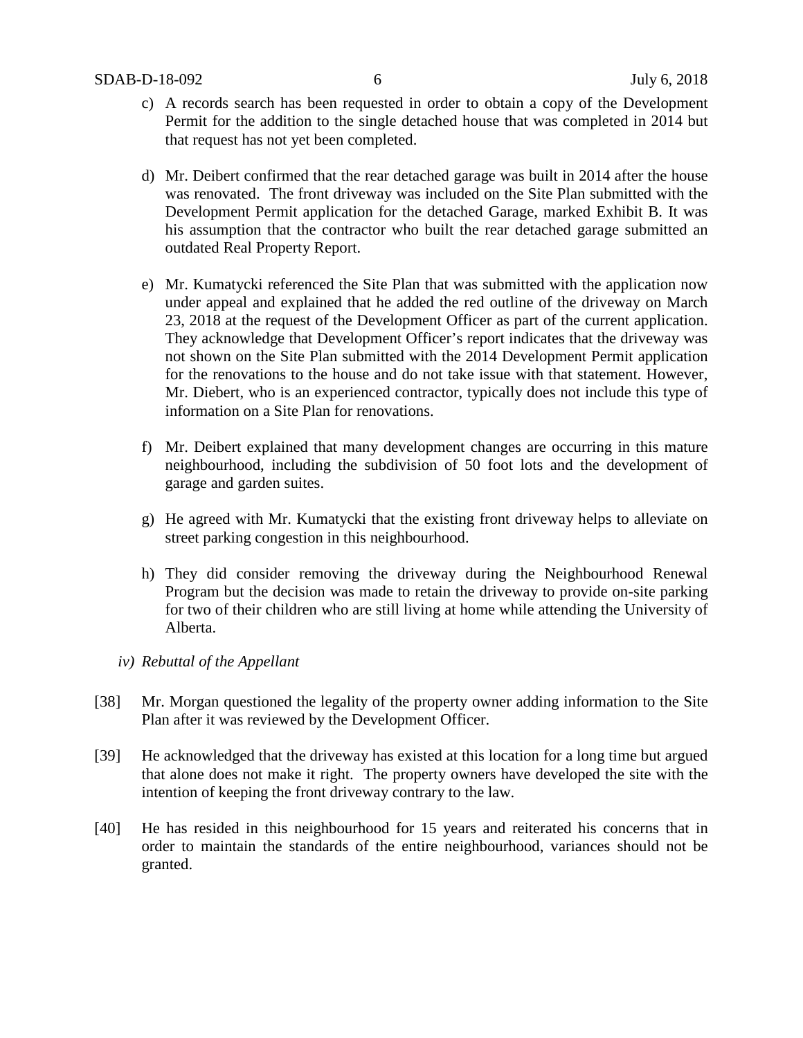c) A records search has been requested in order to obtain a copy of the Development Permit for the addition to the single detached house that was completed in 2014 but that request has not yet been completed.

d) Mr. Deibert confirmed that the rear detached garage was built in 2014 after the house was renovated. The front driveway was included on the Site Plan submitted with the Development Permit application for the detached Garage, marked Exhibit B. It was his assumption that the contractor who built the rear detached garage submitted an outdated Real Property Report.

e) Mr. Kumatycki referenced the Site Plan that was submitted with the application now under appeal and explained that he added the red outline of the driveway on March 23, 2018 at the request of the Development Officer as part of the current application. They acknowledge that Development Officer's report indicates that the driveway was not shown on the Site Plan submitted with the 2014 Development Permit application for the renovations to the house and do not take issue with that statement. However, Mr. Diebert, who is an experienced contractor, typically does not include this type of information on a Site Plan for renovations.

f) Mr. Deibert explained that many development changes are occurring in this mature neighbourhood, including the subdivision of 50 foot lots and the development of garage and garden suites.

g) He agreed with Mr. Kumatycki that the existing front driveway helps to alleviate on street parking congestion in this neighbourhood.

h) They did consider removing the driveway during the Neighbourhood Renewal Program but the decision was made to retain the driveway to provide on-site parking for two of their children who are still living at home while attending the University of Alberta.

*iv) Rebuttal of the Appellant*

[38] Mr. Morgan questioned the legality of the property owner adding information to the Site Plan after it was reviewed by the Development Officer.

[39] He acknowledged that the driveway has existed at this location for a long time but argued that alone does not make it right. The property owners have developed the site with the intention of keeping the front driveway contrary to the law.

[40] He has resided in this neighbourhood for 15 years and reiterated his concerns that in order to maintain the standards of the entire neighbourhood, variances should not be granted.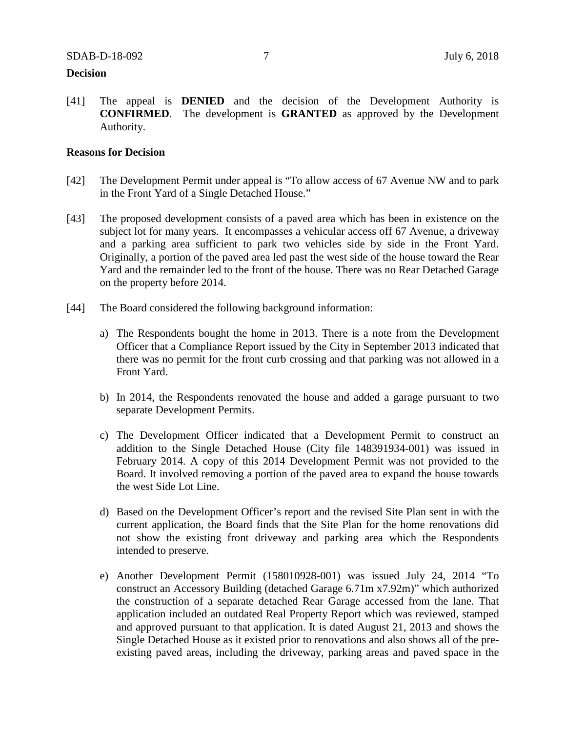**Decision**

[41] The appeal is **DENIED** and the decision of the Development Authority is **CONFIRMED**. The development is **GRANTED** as approved by the Development Authority.

**Reasons for Decision**

[42] The Development Permit under appeal is "To allow access of 67 Avenue NW and to park in the Front Yard of a Single Detached House."

[43] The proposed development consists of a paved area which has been in existence on the subject lot for many years. It encompasses a vehicular access off 67 Avenue, a driveway and a parking area sufficient to park two vehicles side by side in the Front Yard. Originally, a portion of the paved area led past the west side of the house toward the Rear Yard and the remainder led to the front of the house. There was no Rear Detached Garage on the property before 2014.

[44] The Board considered the following background information:

a) The Respondents bought the home in 2013. There is a note from the Development Officer that a Compliance Report issued by the City in September 2013 indicated that there was no permit for the front curb crossing and that parking was not allowed in a Front Yard.

b) In 2014, the Respondents renovated the house and added a garage pursuant to two separate Development Permits.

c) The Development Officer indicated that a Development Permit to construct an addition to the Single Detached House (City file 148391934-001) was issued in February 2014. A copy of this 2014 Development Permit was not provided to the Board. It involved removing a portion of the paved area to expand the house towards the west Side Lot Line.

d) Based on the Development Officer's report and the revised Site Plan sent in with the current application, the Board finds that the Site Plan for the home renovations did not show the existing front driveway and parking area which the Respondents intended to preserve.

e) Another Development Permit (158010928-001) was issued July 24, 2014 "To construct an Accessory Building (detached Garage 6.71m x7.92m)" which authorized the construction of a separate detached Rear Garage accessed from the lane. That application included an outdated Real Property Report which was reviewed, stamped and approved pursuant to that application. It is dated August 21, 2013 and shows the Single Detached House as it existed prior to renovations and also shows all of the pre-existing paved areas, including the driveway, parking areas and paved space in the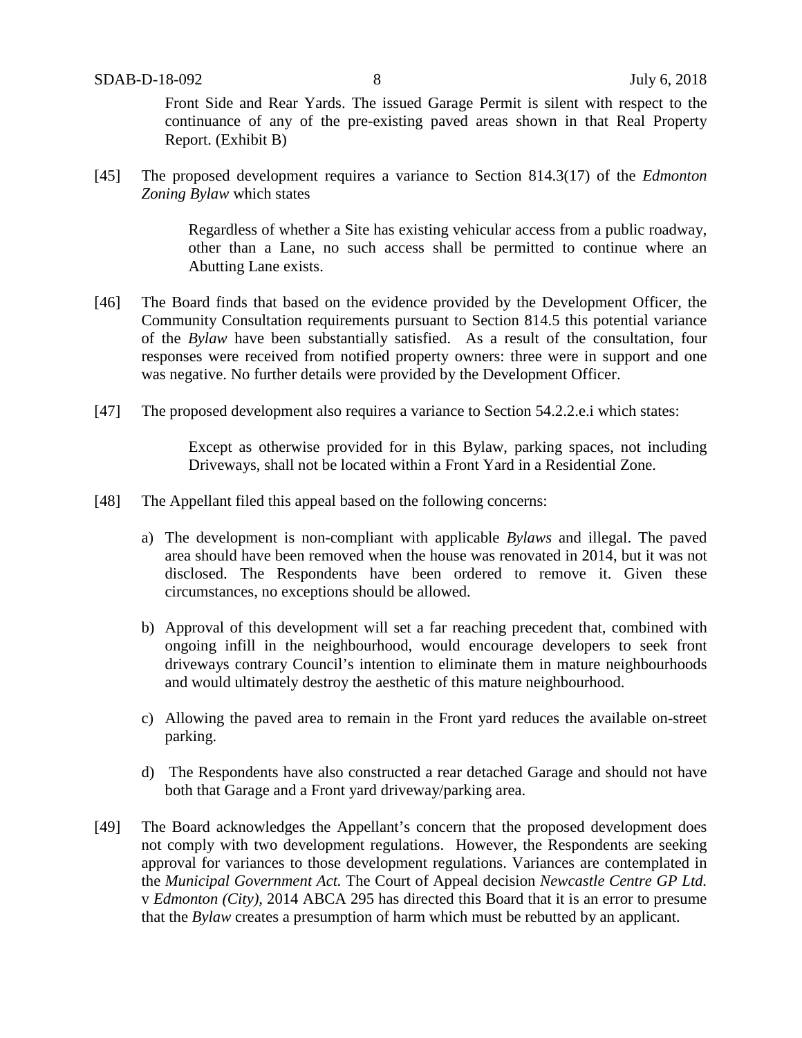Front Side and Rear Yards. The issued Garage Permit is silent with respect to the continuance of any of the pre-existing paved areas shown in that Real Property Report. (Exhibit B)

[45] The proposed development requires a variance to Section 814.3(17) of the *Edmonton Zoning Bylaw* which states

> Regardless of whether a Site has existing vehicular access from a public roadway, other than a Lane, no such access shall be permitted to continue where an Abutting Lane exists.

[46] The Board finds that based on the evidence provided by the Development Officer, the Community Consultation requirements pursuant to Section 814.5 this potential variance of the *Bylaw* have been substantially satisfied. As a result of the consultation, four responses were received from notified property owners: three were in support and one was negative. No further details were provided by the Development Officer.

[47] The proposed development also requires a variance to Section 54.2.2.e.i which states:

> Except as otherwise provided for in this Bylaw, parking spaces, not including Driveways, shall not be located within a Front Yard in a Residential Zone.

[48] The Appellant filed this appeal based on the following concerns:

a) The development is non-compliant with applicable *Bylaws* and illegal. The paved area should have been removed when the house was renovated in 2014, but it was not disclosed. The Respondents have been ordered to remove it. Given these circumstances, no exceptions should be allowed.

b) Approval of this development will set a far reaching precedent that, combined with ongoing infill in the neighbourhood, would encourage developers to seek front driveways contrary Council's intention to eliminate them in mature neighbourhoods and would ultimately destroy the aesthetic of this mature neighbourhood.

c) Allowing the paved area to remain in the Front yard reduces the available on-street parking.

d) The Respondents have also constructed a rear detached Garage and should not have both that Garage and a Front yard driveway/parking area.

[49] The Board acknowledges the Appellant's concern that the proposed development does not comply with two development regulations. However, the Respondents are seeking approval for variances to those development regulations. Variances are contemplated in the *Municipal Government Act.* The Court of Appeal decision *Newcastle Centre GP Ltd.* v *Edmonton (City),* 2014 ABCA 295 has directed this Board that it is an error to presume that the *Bylaw* creates a presumption of harm which must be rebutted by an applicant.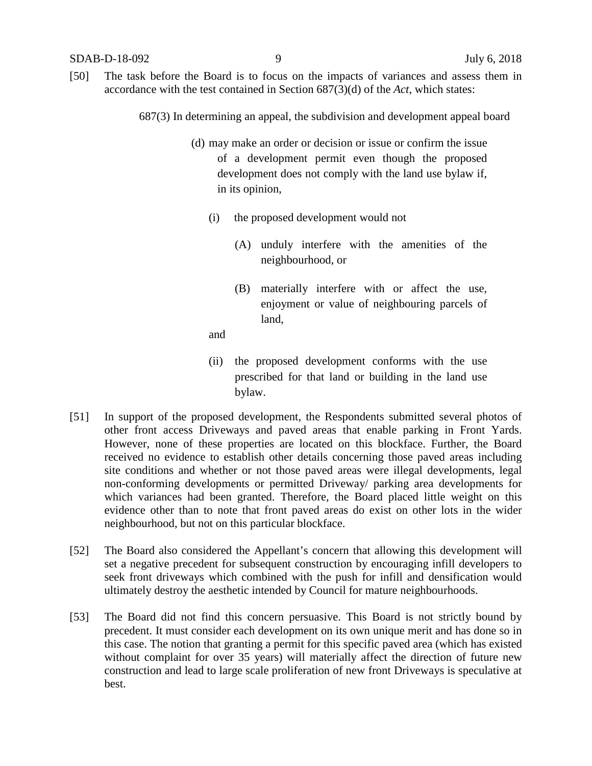[50] The task before the Board is to focus on the impacts of variances and assess them in accordance with the test contained in Section 687(3)(d) of the *Act*, which states:

> 687(3) In determining an appeal, the subdivision and development appeal board
>
> (d) may make an order or decision or issue or confirm the issue of a development permit even though the proposed development does not comply with the land use bylaw if, in its opinion,
>
> (i) the proposed development would not
>
> (A) unduly interfere with the amenities of the neighbourhood, or
>
> (B) materially interfere with or affect the use, enjoyment or value of neighbouring parcels of land,
>
> and
>
> (ii) the proposed development conforms with the use prescribed for that land or building in the land use bylaw.

[51] In support of the proposed development, the Respondents submitted several photos of other front access Driveways and paved areas that enable parking in Front Yards. However, none of these properties are located on this blockface. Further, the Board received no evidence to establish other details concerning those paved areas including site conditions and whether or not those paved areas were illegal developments, legal non-conforming developments or permitted Driveway/ parking area developments for which variances had been granted. Therefore, the Board placed little weight on this evidence other than to note that front paved areas do exist on other lots in the wider neighbourhood, but not on this particular blockface.

[52] The Board also considered the Appellant's concern that allowing this development will set a negative precedent for subsequent construction by encouraging infill developers to seek front driveways which combined with the push for infill and densification would ultimately destroy the aesthetic intended by Council for mature neighbourhoods.

[53] The Board did not find this concern persuasive. This Board is not strictly bound by precedent. It must consider each development on its own unique merit and has done so in this case. The notion that granting a permit for this specific paved area (which has existed without complaint for over 35 years) will materially affect the direction of future new construction and lead to large scale proliferation of new front Driveways is speculative at best.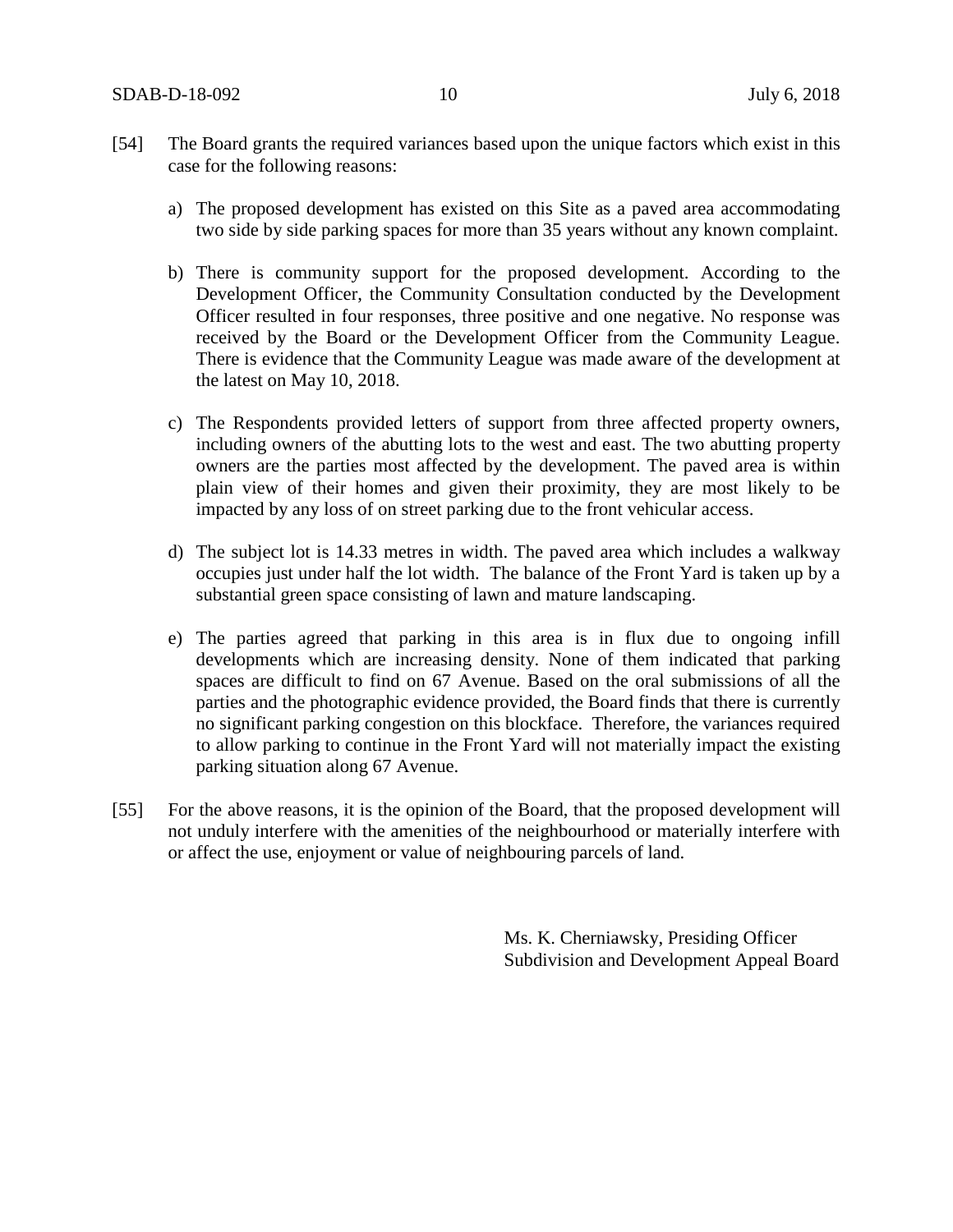[54] The Board grants the required variances based upon the unique factors which exist in this case for the following reasons:

a) The proposed development has existed on this Site as a paved area accommodating two side by side parking spaces for more than 35 years without any known complaint.

b) There is community support for the proposed development. According to the Development Officer, the Community Consultation conducted by the Development Officer resulted in four responses, three positive and one negative. No response was received by the Board or the Development Officer from the Community League. There is evidence that the Community League was made aware of the development at the latest on May 10, 2018.

c) The Respondents provided letters of support from three affected property owners, including owners of the abutting lots to the west and east. The two abutting property owners are the parties most affected by the development. The paved area is within plain view of their homes and given their proximity, they are most likely to be impacted by any loss of on street parking due to the front vehicular access.

d) The subject lot is 14.33 metres in width. The paved area which includes a walkway occupies just under half the lot width. The balance of the Front Yard is taken up by a substantial green space consisting of lawn and mature landscaping.

e) The parties agreed that parking in this area is in flux due to ongoing infill developments which are increasing density. None of them indicated that parking spaces are difficult to find on 67 Avenue. Based on the oral submissions of all the parties and the photographic evidence provided, the Board finds that there is currently no significant parking congestion on this blockface. Therefore, the variances required to allow parking to continue in the Front Yard will not materially impact the existing parking situation along 67 Avenue.

[55] For the above reasons, it is the opinion of the Board, that the proposed development will not unduly interfere with the amenities of the neighbourhood or materially interfere with or affect the use, enjoyment or value of neighbouring parcels of land.

Ms. K. Cherniawsky, Presiding Officer
Subdivision and Development Appeal Board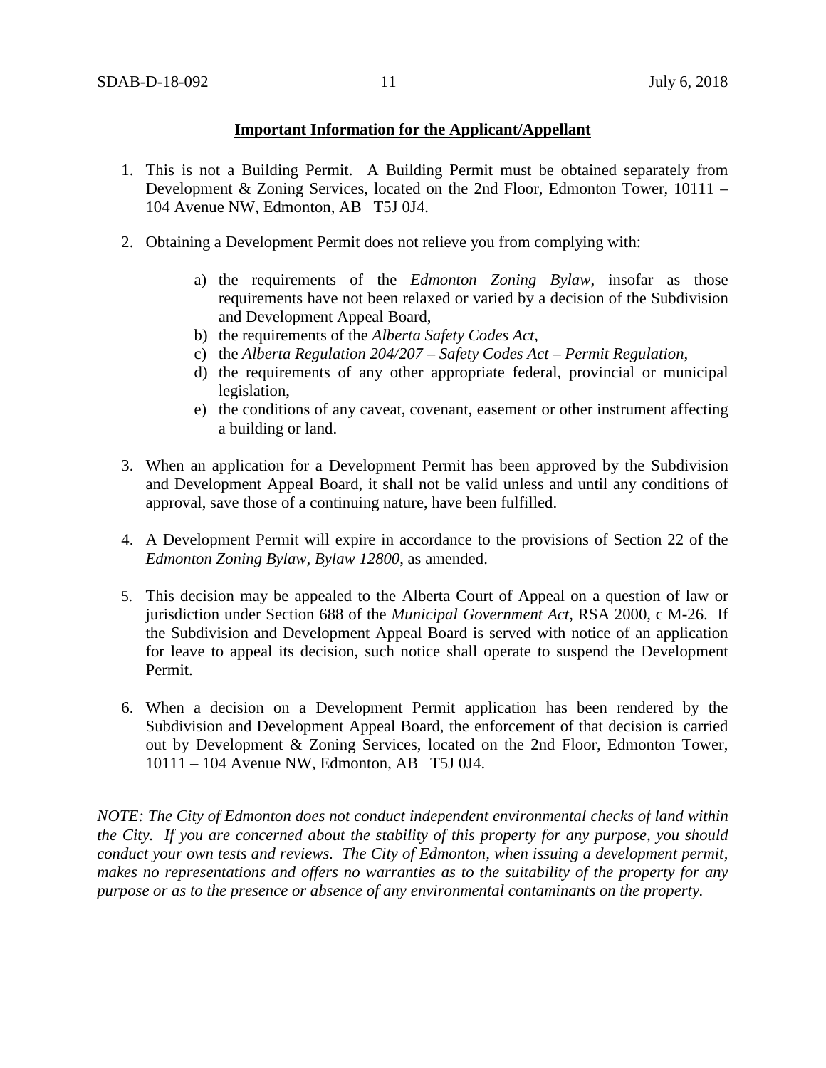**Important Information for the Applicant/Appellant**

1. This is not a Building Permit. A Building Permit must be obtained separately from Development & Zoning Services, located on the 2nd Floor, Edmonton Tower, 10111 – 104 Avenue NW, Edmonton, AB T5J 0J4.

2. Obtaining a Development Permit does not relieve you from complying with:

   a) the requirements of the *Edmonton Zoning Bylaw*, insofar as those requirements have not been relaxed or varied by a decision of the Subdivision and Development Appeal Board,
   b) the requirements of the *Alberta Safety Codes Act*,
   c) the *Alberta Regulation 204/207 – Safety Codes Act – Permit Regulation*,
   d) the requirements of any other appropriate federal, provincial or municipal legislation,
   e) the conditions of any caveat, covenant, easement or other instrument affecting a building or land.

3. When an application for a Development Permit has been approved by the Subdivision and Development Appeal Board, it shall not be valid unless and until any conditions of approval, save those of a continuing nature, have been fulfilled.

4. A Development Permit will expire in accordance to the provisions of Section 22 of the *Edmonton Zoning Bylaw, Bylaw 12800*, as amended.

5. This decision may be appealed to the Alberta Court of Appeal on a question of law or jurisdiction under Section 688 of the *Municipal Government Act*, RSA 2000, c M-26. If the Subdivision and Development Appeal Board is served with notice of an application for leave to appeal its decision, such notice shall operate to suspend the Development Permit.

6. When a decision on a Development Permit application has been rendered by the Subdivision and Development Appeal Board, the enforcement of that decision is carried out by Development & Zoning Services, located on the 2nd Floor, Edmonton Tower, 10111 – 104 Avenue NW, Edmonton, AB T5J 0J4.

*NOTE: The City of Edmonton does not conduct independent environmental checks of land within the City. If you are concerned about the stability of this property for any purpose, you should conduct your own tests and reviews. The City of Edmonton, when issuing a development permit, makes no representations and offers no warranties as to the suitability of the property for any purpose or as to the presence or absence of any environmental contaminants on the property.*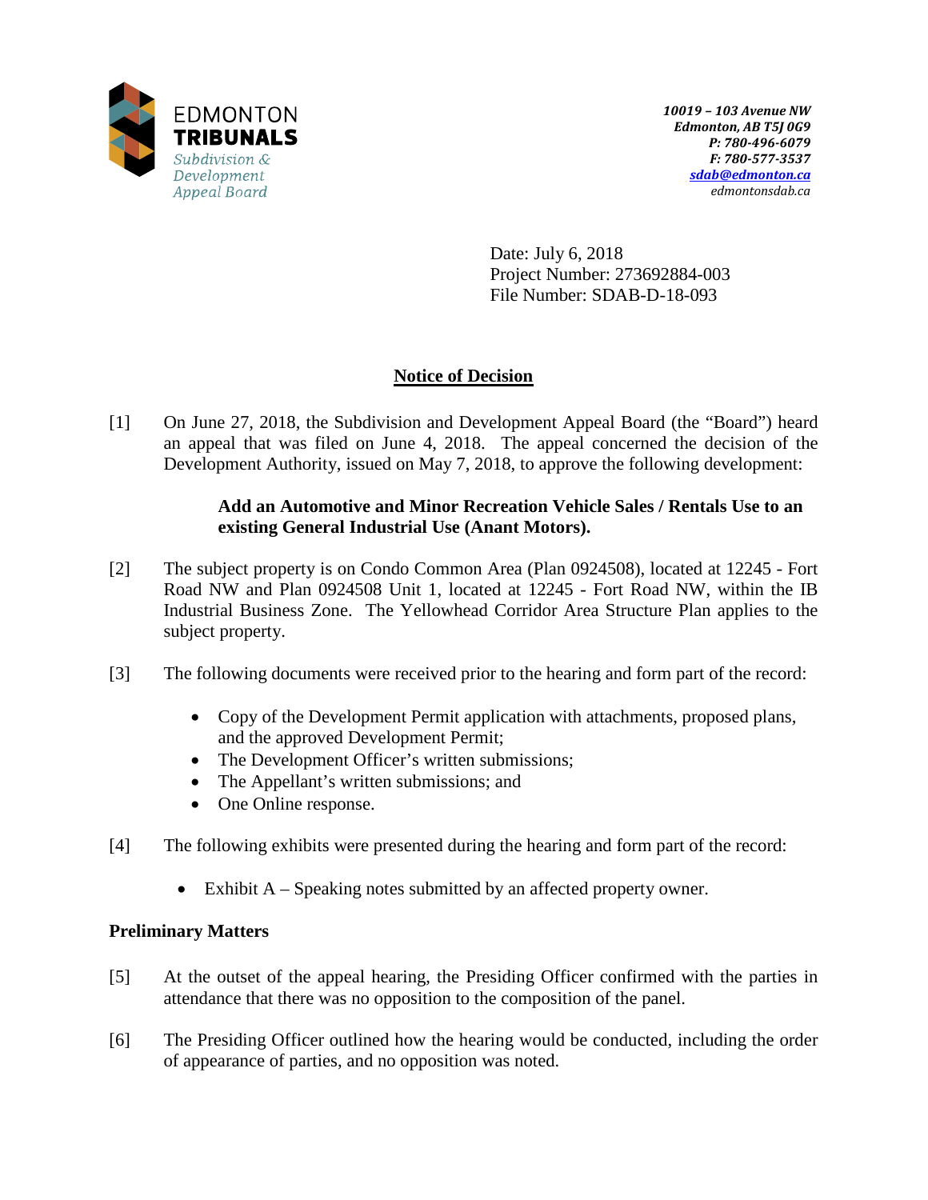EDMONTON
**TRIBUNALS**
*Subdivision & Development Appeal Board*

***10019 – 103 Avenue NW***
***Edmonton, AB T5J 0G9***
***P: 780-496-6079***
***F: 780-577-3537***
***sdab@edmonton.ca***
*edmontonsdab.ca*

Date: July 6, 2018
Project Number: 273692884-003
File Number: SDAB-D-18-093

## Notice of Decision

[1] On June 27, 2018, the Subdivision and Development Appeal Board (the "Board") heard an appeal that was filed on June 4, 2018. The appeal concerned the decision of the Development Authority, issued on May 7, 2018, to approve the following development:

> **Add an Automotive and Minor Recreation Vehicle Sales / Rentals Use to an existing General Industrial Use (Anant Motors).**

[2] The subject property is on Condo Common Area (Plan 0924508), located at 12245 - Fort Road NW and Plan 0924508 Unit 1, located at 12245 - Fort Road NW, within the IB Industrial Business Zone. The Yellowhead Corridor Area Structure Plan applies to the subject property.

[3] The following documents were received prior to the hearing and form part of the record:

- Copy of the Development Permit application with attachments, proposed plans, and the approved Development Permit;
- The Development Officer's written submissions;
- The Appellant's written submissions; and
- One Online response.

[4] The following exhibits were presented during the hearing and form part of the record:

- Exhibit A – Speaking notes submitted by an affected property owner.

### Preliminary Matters

[5] At the outset of the appeal hearing, the Presiding Officer confirmed with the parties in attendance that there was no opposition to the composition of the panel.

[6] The Presiding Officer outlined how the hearing would be conducted, including the order of appearance of parties, and no opposition was noted.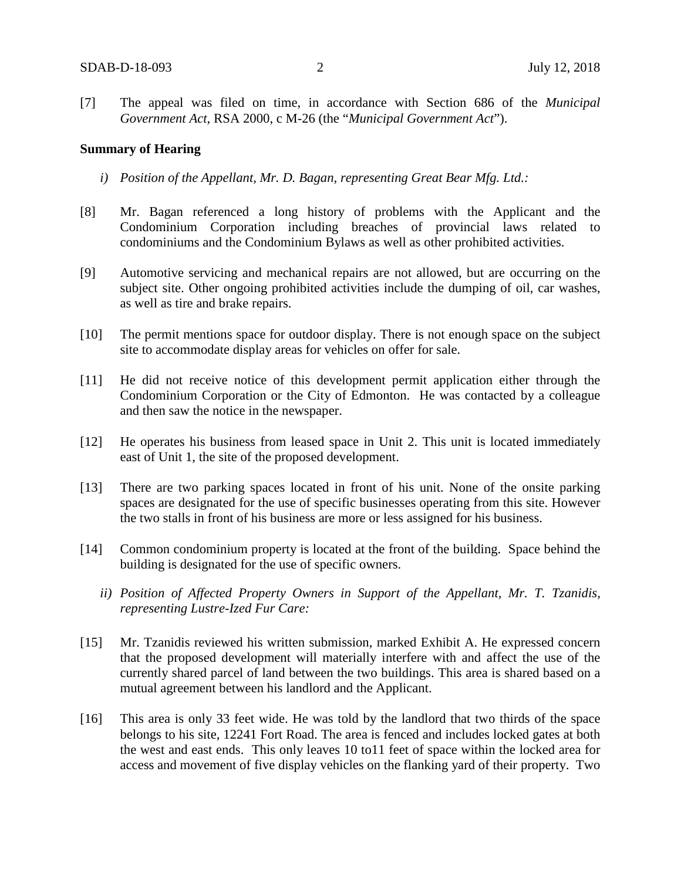[7] The appeal was filed on time, in accordance with Section 686 of the *Municipal Government Act*, RSA 2000, c M-26 (the "*Municipal Government Act*").

**Summary of Hearing**

*i) Position of the Appellant, Mr. D. Bagan, representing Great Bear Mfg. Ltd.:*

[8] Mr. Bagan referenced a long history of problems with the Applicant and the Condominium Corporation including breaches of provincial laws related to condominiums and the Condominium Bylaws as well as other prohibited activities.

[9] Automotive servicing and mechanical repairs are not allowed, but are occurring on the subject site. Other ongoing prohibited activities include the dumping of oil, car washes, as well as tire and brake repairs.

[10] The permit mentions space for outdoor display. There is not enough space on the subject site to accommodate display areas for vehicles on offer for sale.

[11] He did not receive notice of this development permit application either through the Condominium Corporation or the City of Edmonton. He was contacted by a colleague and then saw the notice in the newspaper.

[12] He operates his business from leased space in Unit 2. This unit is located immediately east of Unit 1, the site of the proposed development.

[13] There are two parking spaces located in front of his unit. None of the onsite parking spaces are designated for the use of specific businesses operating from this site. However the two stalls in front of his business are more or less assigned for his business.

[14] Common condominium property is located at the front of the building. Space behind the building is designated for the use of specific owners.

*ii) Position of Affected Property Owners in Support of the Appellant, Mr. T. Tzanidis, representing Lustre-Ized Fur Care:*

[15] Mr. Tzanidis reviewed his written submission, marked Exhibit A. He expressed concern that the proposed development will materially interfere with and affect the use of the currently shared parcel of land between the two buildings. This area is shared based on a mutual agreement between his landlord and the Applicant.

[16] This area is only 33 feet wide. He was told by the landlord that two thirds of the space belongs to his site, 12241 Fort Road. The area is fenced and includes locked gates at both the west and east ends. This only leaves 10 to11 feet of space within the locked area for access and movement of five display vehicles on the flanking yard of their property. Two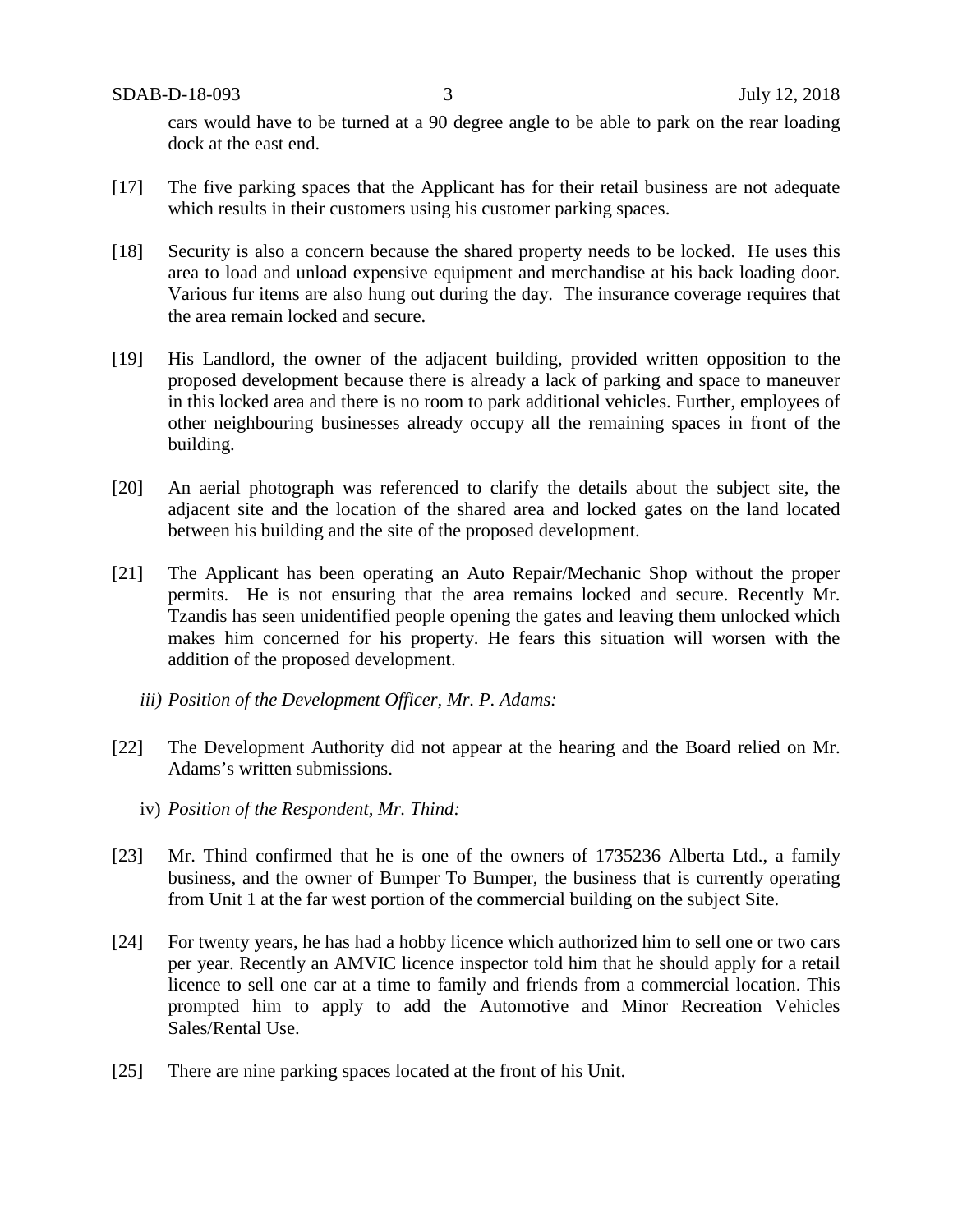cars would have to be turned at a 90 degree angle to be able to park on the rear loading dock at the east end.

[17] The five parking spaces that the Applicant has for their retail business are not adequate which results in their customers using his customer parking spaces.

[18] Security is also a concern because the shared property needs to be locked. He uses this area to load and unload expensive equipment and merchandise at his back loading door. Various fur items are also hung out during the day. The insurance coverage requires that the area remain locked and secure.

[19] His Landlord, the owner of the adjacent building, provided written opposition to the proposed development because there is already a lack of parking and space to maneuver in this locked area and there is no room to park additional vehicles. Further, employees of other neighbouring businesses already occupy all the remaining spaces in front of the building.

[20] An aerial photograph was referenced to clarify the details about the subject site, the adjacent site and the location of the shared area and locked gates on the land located between his building and the site of the proposed development.

[21] The Applicant has been operating an Auto Repair/Mechanic Shop without the proper permits. He is not ensuring that the area remains locked and secure. Recently Mr. Tzandis has seen unidentified people opening the gates and leaving them unlocked which makes him concerned for his property. He fears this situation will worsen with the addition of the proposed development.

*iii) Position of the Development Officer, Mr. P. Adams:*

[22] The Development Authority did not appear at the hearing and the Board relied on Mr. Adams's written submissions.

iv) *Position of the Respondent, Mr. Thind:*

[23] Mr. Thind confirmed that he is one of the owners of 1735236 Alberta Ltd., a family business, and the owner of Bumper To Bumper, the business that is currently operating from Unit 1 at the far west portion of the commercial building on the subject Site.

[24] For twenty years, he has had a hobby licence which authorized him to sell one or two cars per year. Recently an AMVIC licence inspector told him that he should apply for a retail licence to sell one car at a time to family and friends from a commercial location. This prompted him to apply to add the Automotive and Minor Recreation Vehicles Sales/Rental Use.

[25] There are nine parking spaces located at the front of his Unit.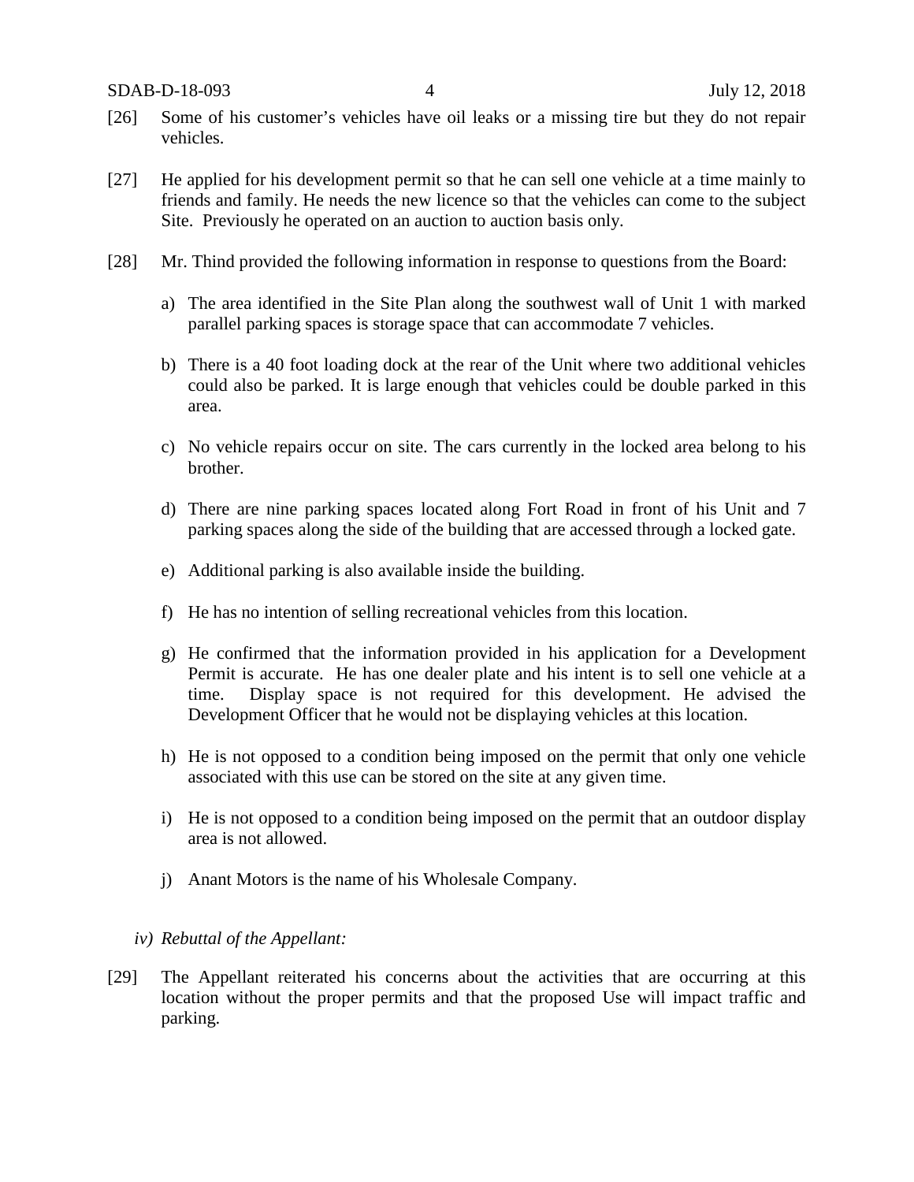[26] Some of his customer's vehicles have oil leaks or a missing tire but they do not repair vehicles.

[27] He applied for his development permit so that he can sell one vehicle at a time mainly to friends and family. He needs the new licence so that the vehicles can come to the subject Site. Previously he operated on an auction to auction basis only.

[28] Mr. Thind provided the following information in response to questions from the Board:

a) The area identified in the Site Plan along the southwest wall of Unit 1 with marked parallel parking spaces is storage space that can accommodate 7 vehicles.

b) There is a 40 foot loading dock at the rear of the Unit where two additional vehicles could also be parked. It is large enough that vehicles could be double parked in this area.

c) No vehicle repairs occur on site. The cars currently in the locked area belong to his brother.

d) There are nine parking spaces located along Fort Road in front of his Unit and 7 parking spaces along the side of the building that are accessed through a locked gate.

e) Additional parking is also available inside the building.

f) He has no intention of selling recreational vehicles from this location.

g) He confirmed that the information provided in his application for a Development Permit is accurate. He has one dealer plate and his intent is to sell one vehicle at a time. Display space is not required for this development. He advised the Development Officer that he would not be displaying vehicles at this location.

h) He is not opposed to a condition being imposed on the permit that only one vehicle associated with this use can be stored on the site at any given time.

i) He is not opposed to a condition being imposed on the permit that an outdoor display area is not allowed.

j) Anant Motors is the name of his Wholesale Company.

*iv) Rebuttal of the Appellant:*

[29] The Appellant reiterated his concerns about the activities that are occurring at this location without the proper permits and that the proposed Use will impact traffic and parking.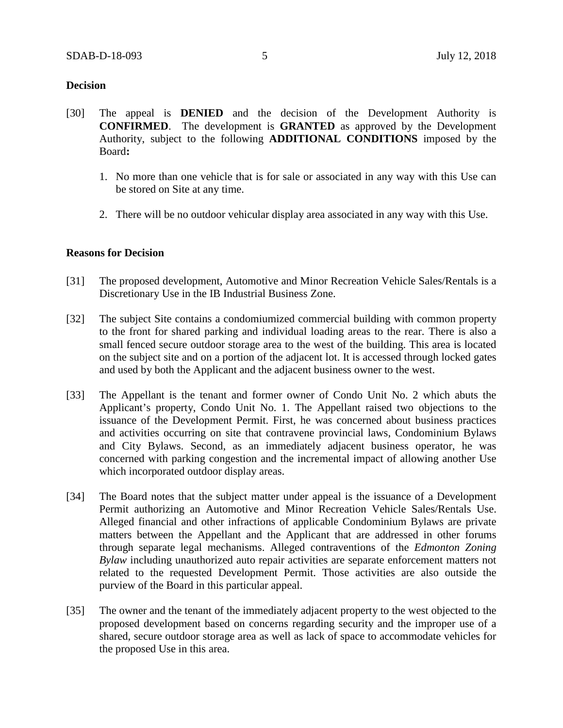**Decision**

[30] The appeal is **DENIED** and the decision of the Development Authority is **CONFIRMED**. The development is **GRANTED** as approved by the Development Authority, subject to the following **ADDITIONAL CONDITIONS** imposed by the Board**:**

1. No more than one vehicle that is for sale or associated in any way with this Use can be stored on Site at any time.
2. There will be no outdoor vehicular display area associated in any way with this Use.

**Reasons for Decision**

[31] The proposed development, Automotive and Minor Recreation Vehicle Sales/Rentals is a Discretionary Use in the IB Industrial Business Zone.

[32] The subject Site contains a condomiumized commercial building with common property to the front for shared parking and individual loading areas to the rear. There is also a small fenced secure outdoor storage area to the west of the building. This area is located on the subject site and on a portion of the adjacent lot. It is accessed through locked gates and used by both the Applicant and the adjacent business owner to the west.

[33] The Appellant is the tenant and former owner of Condo Unit No. 2 which abuts the Applicant's property, Condo Unit No. 1. The Appellant raised two objections to the issuance of the Development Permit. First, he was concerned about business practices and activities occurring on site that contravene provincial laws, Condominium Bylaws and City Bylaws. Second, as an immediately adjacent business operator, he was concerned with parking congestion and the incremental impact of allowing another Use which incorporated outdoor display areas.

[34] The Board notes that the subject matter under appeal is the issuance of a Development Permit authorizing an Automotive and Minor Recreation Vehicle Sales/Rentals Use. Alleged financial and other infractions of applicable Condominium Bylaws are private matters between the Appellant and the Applicant that are addressed in other forums through separate legal mechanisms. Alleged contraventions of the *Edmonton Zoning Bylaw* including unauthorized auto repair activities are separate enforcement matters not related to the requested Development Permit. Those activities are also outside the purview of the Board in this particular appeal.

[35] The owner and the tenant of the immediately adjacent property to the west objected to the proposed development based on concerns regarding security and the improper use of a shared, secure outdoor storage area as well as lack of space to accommodate vehicles for the proposed Use in this area.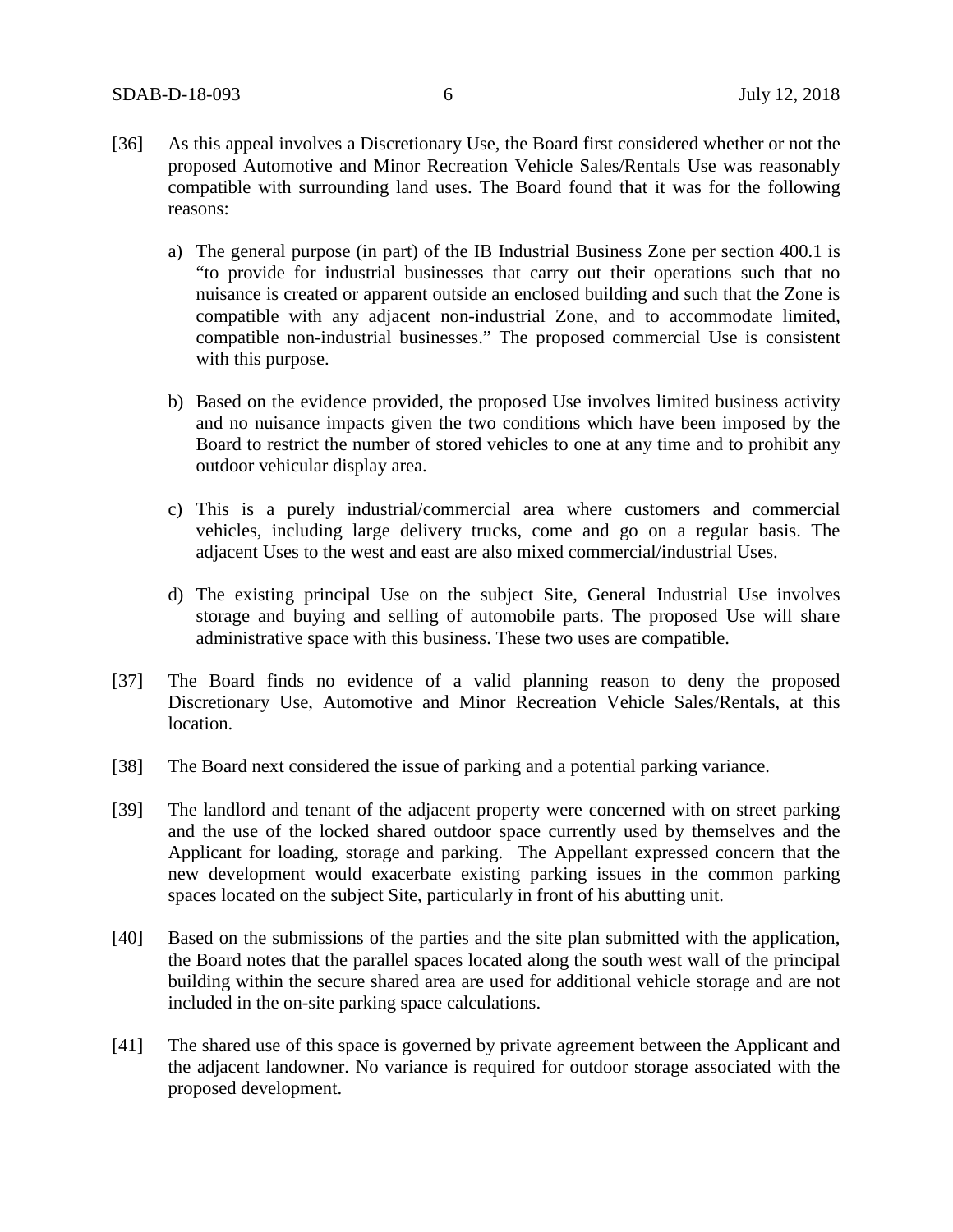[36] As this appeal involves a Discretionary Use, the Board first considered whether or not the proposed Automotive and Minor Recreation Vehicle Sales/Rentals Use was reasonably compatible with surrounding land uses. The Board found that it was for the following reasons:

a) The general purpose (in part) of the IB Industrial Business Zone per section 400.1 is "to provide for industrial businesses that carry out their operations such that no nuisance is created or apparent outside an enclosed building and such that the Zone is compatible with any adjacent non-industrial Zone, and to accommodate limited, compatible non-industrial businesses." The proposed commercial Use is consistent with this purpose.

b) Based on the evidence provided, the proposed Use involves limited business activity and no nuisance impacts given the two conditions which have been imposed by the Board to restrict the number of stored vehicles to one at any time and to prohibit any outdoor vehicular display area.

c) This is a purely industrial/commercial area where customers and commercial vehicles, including large delivery trucks, come and go on a regular basis. The adjacent Uses to the west and east are also mixed commercial/industrial Uses.

d) The existing principal Use on the subject Site, General Industrial Use involves storage and buying and selling of automobile parts. The proposed Use will share administrative space with this business. These two uses are compatible.

[37] The Board finds no evidence of a valid planning reason to deny the proposed Discretionary Use, Automotive and Minor Recreation Vehicle Sales/Rentals, at this location.

[38] The Board next considered the issue of parking and a potential parking variance.

[39] The landlord and tenant of the adjacent property were concerned with on street parking and the use of the locked shared outdoor space currently used by themselves and the Applicant for loading, storage and parking. The Appellant expressed concern that the new development would exacerbate existing parking issues in the common parking spaces located on the subject Site, particularly in front of his abutting unit.

[40] Based on the submissions of the parties and the site plan submitted with the application, the Board notes that the parallel spaces located along the south west wall of the principal building within the secure shared area are used for additional vehicle storage and are not included in the on-site parking space calculations.

[41] The shared use of this space is governed by private agreement between the Applicant and the adjacent landowner. No variance is required for outdoor storage associated with the proposed development.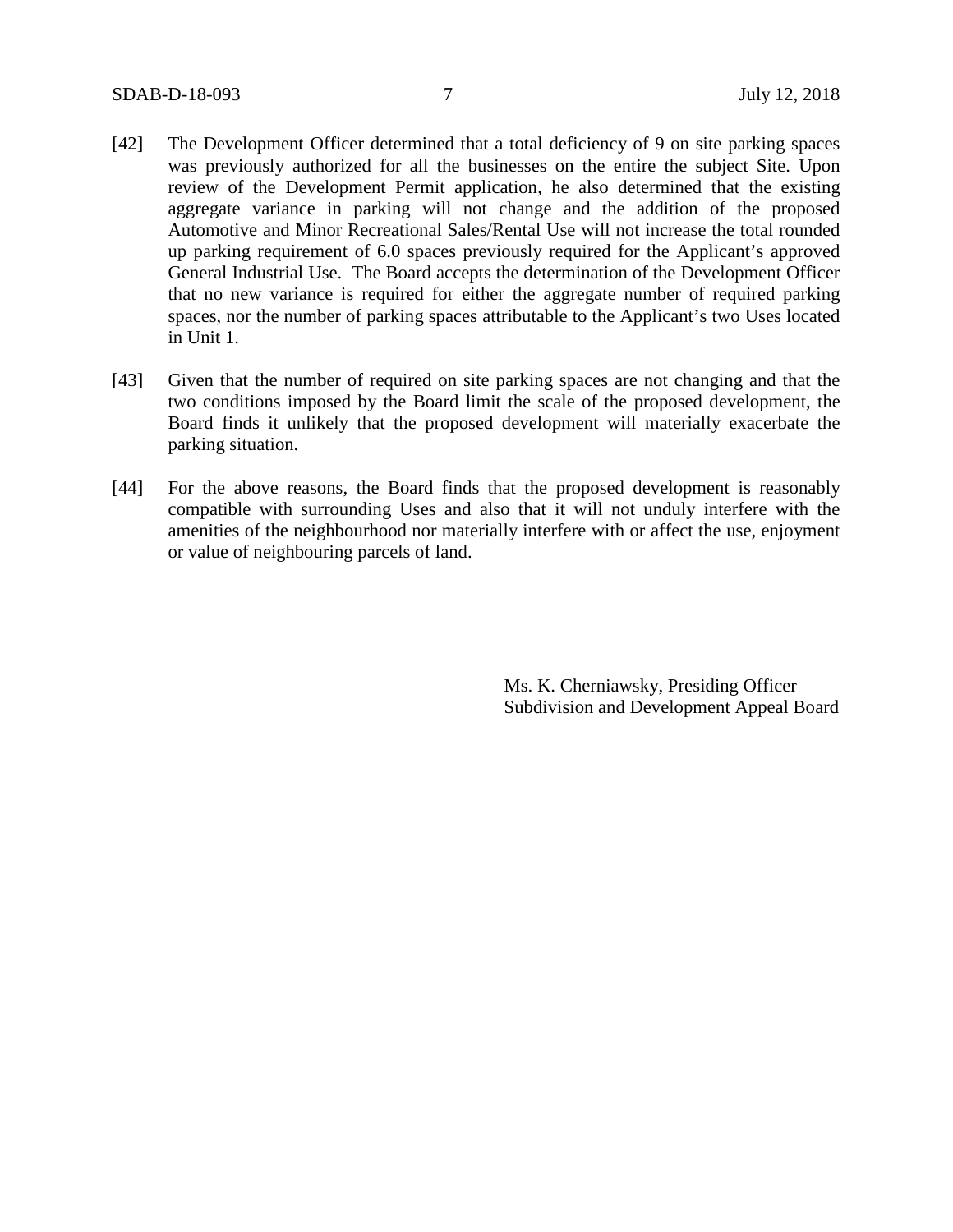[42] The Development Officer determined that a total deficiency of 9 on site parking spaces was previously authorized for all the businesses on the entire the subject Site. Upon review of the Development Permit application, he also determined that the existing aggregate variance in parking will not change and the addition of the proposed Automotive and Minor Recreational Sales/Rental Use will not increase the total rounded up parking requirement of 6.0 spaces previously required for the Applicant's approved General Industrial Use. The Board accepts the determination of the Development Officer that no new variance is required for either the aggregate number of required parking spaces, nor the number of parking spaces attributable to the Applicant's two Uses located in Unit 1.

[43] Given that the number of required on site parking spaces are not changing and that the two conditions imposed by the Board limit the scale of the proposed development, the Board finds it unlikely that the proposed development will materially exacerbate the parking situation.

[44] For the above reasons, the Board finds that the proposed development is reasonably compatible with surrounding Uses and also that it will not unduly interfere with the amenities of the neighbourhood nor materially interfere with or affect the use, enjoyment or value of neighbouring parcels of land.

Ms. K. Cherniawsky, Presiding Officer
Subdivision and Development Appeal Board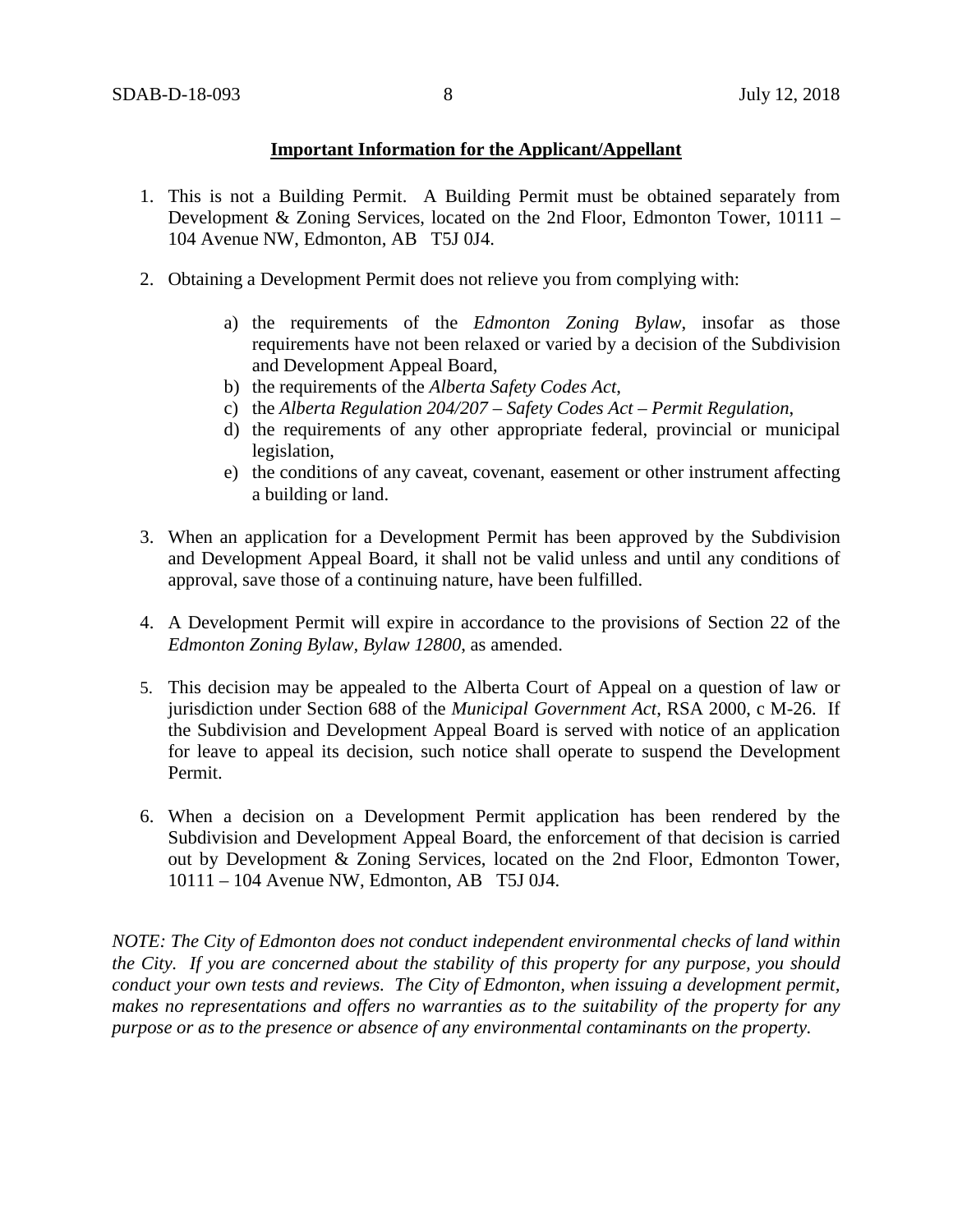## Important Information for the Applicant/Appellant

1. This is not a Building Permit. A Building Permit must be obtained separately from Development & Zoning Services, located on the 2nd Floor, Edmonton Tower, 10111 – 104 Avenue NW, Edmonton, AB T5J 0J4.

2. Obtaining a Development Permit does not relieve you from complying with:

   a) the requirements of the *Edmonton Zoning Bylaw*, insofar as those requirements have not been relaxed or varied by a decision of the Subdivision and Development Appeal Board,
   b) the requirements of the *Alberta Safety Codes Act*,
   c) the *Alberta Regulation 204/207 – Safety Codes Act – Permit Regulation*,
   d) the requirements of any other appropriate federal, provincial or municipal legislation,
   e) the conditions of any caveat, covenant, easement or other instrument affecting a building or land.

3. When an application for a Development Permit has been approved by the Subdivision and Development Appeal Board, it shall not be valid unless and until any conditions of approval, save those of a continuing nature, have been fulfilled.

4. A Development Permit will expire in accordance to the provisions of Section 22 of the *Edmonton Zoning Bylaw, Bylaw 12800*, as amended.

5. This decision may be appealed to the Alberta Court of Appeal on a question of law or jurisdiction under Section 688 of the *Municipal Government Act*, RSA 2000, c M-26. If the Subdivision and Development Appeal Board is served with notice of an application for leave to appeal its decision, such notice shall operate to suspend the Development Permit.

6. When a decision on a Development Permit application has been rendered by the Subdivision and Development Appeal Board, the enforcement of that decision is carried out by Development & Zoning Services, located on the 2nd Floor, Edmonton Tower, 10111 – 104 Avenue NW, Edmonton, AB T5J 0J4.

*NOTE: The City of Edmonton does not conduct independent environmental checks of land within the City. If you are concerned about the stability of this property for any purpose, you should conduct your own tests and reviews. The City of Edmonton, when issuing a development permit, makes no representations and offers no warranties as to the suitability of the property for any purpose or as to the presence or absence of any environmental contaminants on the property.*